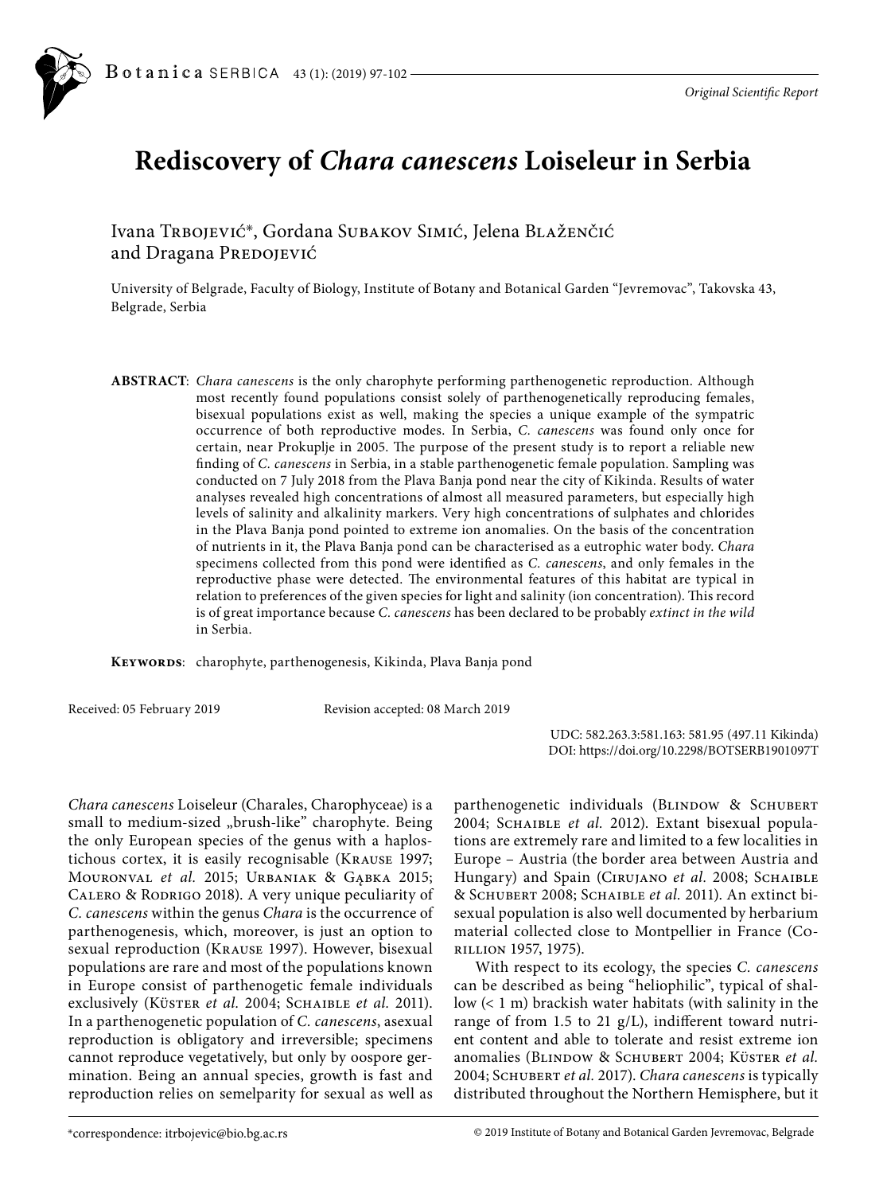*Original Scientific Report*

# Rediscovery of *Chara canescens* Loiseleur in Serbia

Ivana Trbojević*, Gordana Subakov Simić, Jelena Blaženčić and Dragana Predojević

University of Belgrade, Faculty of Biology, Institute of Botany and Botanical Garden "Jevremovac", Takovska 43, Belgrade, Serbia

**ABSTRACT**: *Chara canescens* is the only charophyte performing parthenogenetic reproduction. Although most recently found populations consist solely of parthenogenetically reproducing females, bisexual populations exist as well, making the species a unique example of the sympatric occurrence of both reproductive modes. In Serbia, *C. canescens* was found only once for certain, near Prokuplje in 2005. The purpose of the present study is to report a reliable new finding of *C. canescens* in Serbia, in a stable parthenogenetic female population. Sampling was conducted on 7 July 2018 from the Plava Banja pond near the city of Kikinda. Results of water analyses revealed high concentrations of almost all measured parameters, but especially high levels of salinity and alkalinity markers. Very high concentrations of sulphates and chlorides in the Plava Banja pond pointed to extreme ion anomalies. On the basis of the concentration of nutrients in it, the Plava Banja pond can be characterised as a eutrophic water body. *Chara* specimens collected from this pond were identified as *C. canescens*, and only females in the reproductive phase were detected. The environmental features of this habitat are typical in relation to preferences of the given species for light and salinity (ion concentration). This record is of great importance because *C. canescens* has been declared to be probably *extinct in the wild* in Serbia.

**Keywords**: charophyte, parthenogenesis, Kikinda, Plava Banja pond

Received: 05 February 2019    Revision accepted: 08 March 2019

UDC: 582.263.3:581.163: 581.95 (497.11 Kikinda)
DOI: https://doi.org/10.2298/BOTSERB1901097T

*Chara canescens* Loiseleur (Charales, Charophyceae) is a small to medium-sized „brush-like" charophyte. Being the only European species of the genus with a haplostichous cortex, it is easily recognisable (Krause 1997; Mouronval *et al.* 2015; Urbaniak & Gąbka 2015; Calero & Rodrigo 2018). A very unique peculiarity of *C. canescens* within the genus *Chara* is the occurrence of parthenogenesis, which, moreover, is just an option to sexual reproduction (Krause 1997). However, bisexual populations are rare and most of the populations known in Europe consist of parthenogetic female individuals exclusively (Küster *et al.* 2004; Schaible *et al.* 2011). In a parthenogenetic population of *C. canescens*, asexual reproduction is obligatory and irreversible; specimens cannot reproduce vegetatively, but only by oospore germination. Being an annual species, growth is fast and reproduction relies on semelparity for sexual as well as parthenogenetic individuals (Blindow & Schubert 2004; Schaible *et al.* 2012). Extant bisexual populations are extremely rare and limited to a few localities in Europe – Austria (the border area between Austria and Hungary) and Spain (Cirujano *et al.* 2008; Schaible & Schubert 2008; Schaible *et al.* 2011). An extinct bisexual population is also well documented by herbarium material collected close to Montpellier in France (Corillion 1957, 1975).

With respect to its ecology, the species *C. canescens* can be described as being "heliophilic", typical of shallow (< 1 m) brackish water habitats (with salinity in the range of from 1.5 to 21 g/L), indifferent toward nutrient content and able to tolerate and resist extreme ion anomalies (Blindow & Schubert 2004; Küster *et al.* 2004; Schubert *et al.* 2017). *Chara canescens* is typically distributed throughout the Northern Hemisphere, but it

*correspondence: itrbojevic@bio.bg.ac.rs

© 2019 Institute of Botany and Botanical Garden Jevremovac, Belgrade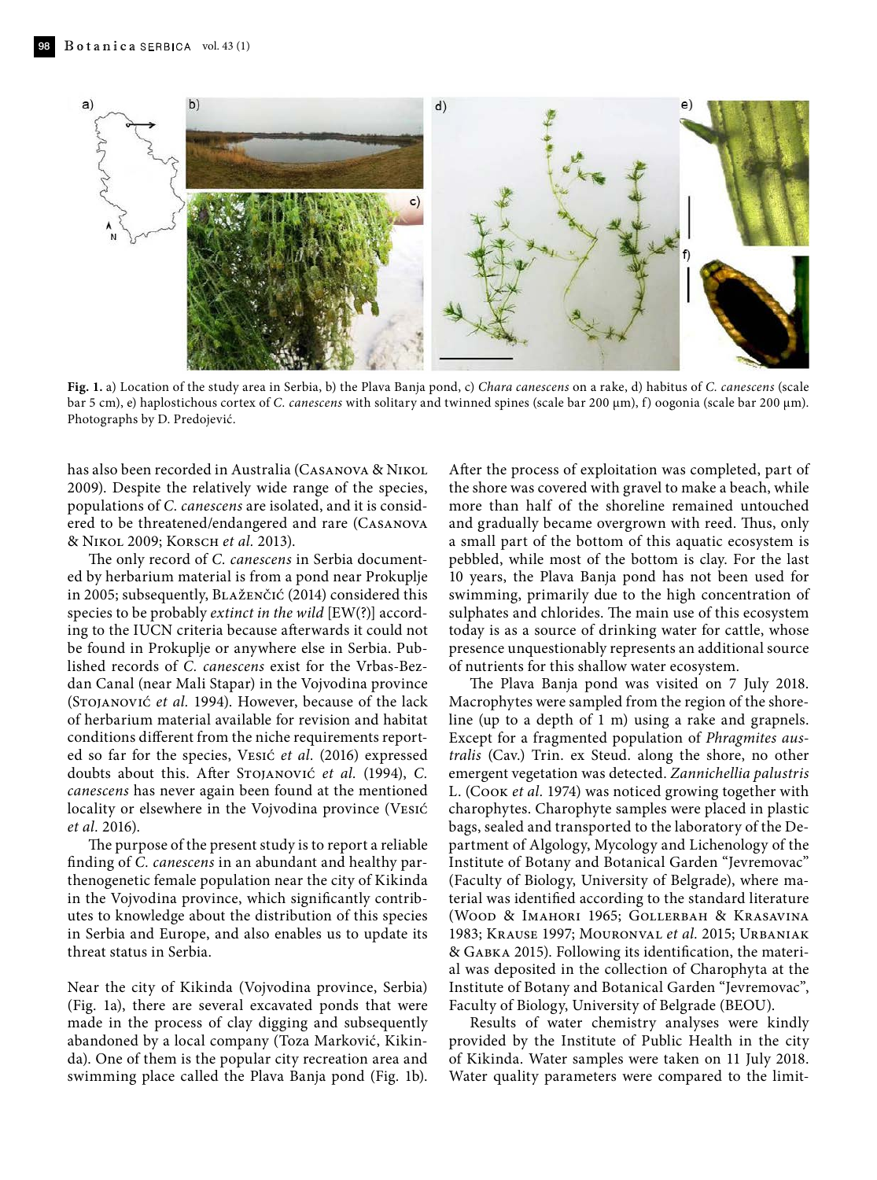**Fig. 1.** a) Location of the study area in Serbia, b) the Plava Banja pond, c) *Chara canescens* on a rake, d) habitus of *C. canescens* (scale bar 5 cm), e) haplostichous cortex of *C. canescens* with solitary and twinned spines (scale bar 200 μm), f) oogonia (scale bar 200 μm). Photographs by D. Predojević.

has also been recorded in Australia (Casanova & Nikol 2009). Despite the relatively wide range of the species, populations of *C. canescens* are isolated, and it is considered to be threatened/endangered and rare (Casanova & Nikol 2009; Korsch *et al.* 2013).

The only record of *C. canescens* in Serbia documented by herbarium material is from a pond near Prokuplje in 2005; subsequently, Blaženčić (2014) considered this species to be probably *extinct in the wild* [EW(?)] according to the IUCN criteria because afterwards it could not be found in Prokuplje or anywhere else in Serbia. Published records of *C. canescens* exist for the Vrbas-Bezdan Canal (near Mali Stapar) in the Vojvodina province (Stojanović *et al.* 1994). However, because of the lack of herbarium material available for revision and habitat conditions different from the niche requirements reported so far for the species, Vesić *et al.* (2016) expressed doubts about this. After Stojanović *et al.* (1994), *C. canescens* has never again been found at the mentioned locality or elsewhere in the Vojvodina province (Vesić *et al.* 2016).

The purpose of the present study is to report a reliable finding of *C. canescens* in an abundant and healthy parthenogenetic female population near the city of Kikinda in the Vojvodina province, which significantly contributes to knowledge about the distribution of this species in Serbia and Europe, and also enables us to update its threat status in Serbia.

Near the city of Kikinda (Vojvodina province, Serbia) (Fig. 1a), there are several excavated ponds that were made in the process of clay digging and subsequently abandoned by a local company (Toza Marković, Kikinda). One of them is the popular city recreation area and swimming place called the Plava Banja pond (Fig. 1b). After the process of exploitation was completed, part of the shore was covered with gravel to make a beach, while more than half of the shoreline remained untouched and gradually became overgrown with reed. Thus, only a small part of the bottom of this aquatic ecosystem is pebbled, while most of the bottom is clay. For the last 10 years, the Plava Banja pond has not been used for swimming, primarily due to the high concentration of sulphates and chlorides. The main use of this ecosystem today is as a source of drinking water for cattle, whose presence unquestionably represents an additional source of nutrients for this shallow water ecosystem.

The Plava Banja pond was visited on 7 July 2018. Macrophytes were sampled from the region of the shoreline (up to a depth of 1 m) using a rake and grapnels. Except for a fragmented population of *Phragmites australis* (Cav.) Trin. ex Steud. along the shore, no other emergent vegetation was detected. *Zannichellia palustris* L. (Cook *et al.* 1974) was noticed growing together with charophytes. Charophyte samples were placed in plastic bags, sealed and transported to the laboratory of the Department of Algology, Mycology and Lichenology of the Institute of Botany and Botanical Garden "Jevremovac" (Faculty of Biology, University of Belgrade), where material was identified according to the standard literature (Wood & Imahori 1965; Gollerbah & Krasavina 1983; Krause 1997; Mouronval *et al.* 2015; Urbaniak & Gabka 2015). Following its identification, the material was deposited in the collection of Charophyta at the Institute of Botany and Botanical Garden "Jevremovac", Faculty of Biology, University of Belgrade (BEOU).

Results of water chemistry analyses were kindly provided by the Institute of Public Health in the city of Kikinda. Water samples were taken on 11 July 2018. Water quality parameters were compared to the limit-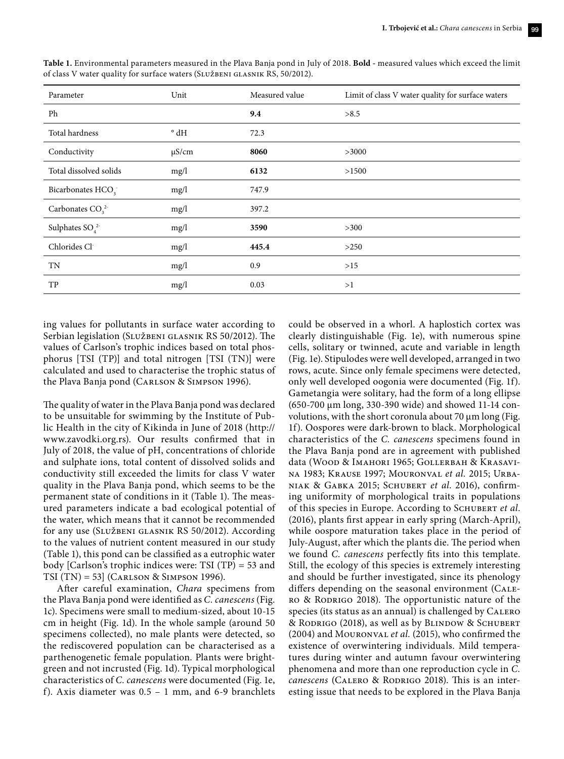**Table 1.** Environmental parameters measured in the Plava Banja pond in July of 2018. **Bold** - measured values which exceed the limit of class V water quality for surface waters (Službeni glasnik RS, 50/2012).

| Parameter | Unit | Measured value | Limit of class V water quality for surface waters |
|---|---|---|---|
| Ph | | **9.4** | >8.5 |
| Total hardness | ° dH | 72.3 | |
| Conductivity | μS/cm | **8060** | >3000 |
| Total dissolved solids | mg/l | **6132** | >1500 |
| Bicarbonates $HCO_3^-$ | mg/l | 747.9 | |
| Carbonates $CO_3^{2-}$ | mg/l | 397.2 | |
| Sulphates $SO_4^{2-}$ | mg/l | **3590** | >300 |
| Chlorides $Cl^-$ | mg/l | **445.4** | >250 |
| TN | mg/l | 0.9 | >15 |
| TP | mg/l | 0.03 | >1 |

ing values for pollutants in surface water according to Serbian legislation (Službeni glasnik RS 50/2012). The values of Carlson's trophic indices based on total phosphorus [TSI (TP)] and total nitrogen [TSI (TN)] were calculated and used to characterise the trophic status of the Plava Banja pond (Carlson & Simpson 1996).

The quality of water in the Plava Banja pond was declared to be unsuitable for swimming by the Institute of Public Health in the city of Kikinda in June of 2018 (http://www.zavodki.org.rs). Our results confirmed that in July of 2018, the value of pH, concentrations of chloride and sulphate ions, total content of dissolved solids and conductivity still exceeded the limits for class V water quality in the Plava Banja pond, which seems to be the permanent state of conditions in it (Table 1). The measured parameters indicate a bad ecological potential of the water, which means that it cannot be recommended for any use (Službeni glasnik RS 50/2012). According to the values of nutrient content measured in our study (Table 1), this pond can be classified as a eutrophic water body [Carlson's trophic indices were: TSI (TP) = 53 and TSI (TN) = 53] (Carlson & Simpson 1996).

After careful examination, *Chara* specimens from the Plava Banja pond were identified as *C. canescens* (Fig. 1c). Specimens were small to medium-sized, about 10-15 cm in height (Fig. 1d). In the whole sample (around 50 specimens collected), no male plants were detected, so the rediscovered population can be characterised as a parthenogenetic female population. Plants were bright-green and not incrusted (Fig. 1d). Typical morphological characteristics of *C. canescens* were documented (Fig. 1e, f). Axis diameter was 0.5 – 1 mm, and 6-9 branchlets could be observed in a whorl. A haplostich cortex was clearly distinguishable (Fig. 1e), with numerous spine cells, solitary or twinned, acute and variable in length (Fig. 1e). Stipulodes were well developed, arranged in two rows, acute. Since only female specimens were detected, only well developed oogonia were documented (Fig. 1f). Gametangia were solitary, had the form of a long ellipse (650-700 μm long, 330-390 wide) and showed 11-14 convolutions, with the short coronula about 70 μm long (Fig. 1f). Oospores were dark-brown to black. Morphological characteristics of the *C. canescens* specimens found in the Plava Banja pond are in agreement with published data (Wood & Imahori 1965; Gollerbah & Krasavina 1983; Krause 1997; Mouronval *et al.* 2015; Urbaniak & Gabka 2015; Schubert *et al.* 2016), confirming uniformity of morphological traits in populations of this species in Europe. According to Schubert *et al.* (2016), plants first appear in early spring (March-April), while oospore maturation takes place in the period of July-August, after which the plants die. The period when we found *C. canescens* perfectly fits into this template. Still, the ecology of this species is extremely interesting and should be further investigated, since its phenology differs depending on the seasonal environment (Calero & Rodrigo 2018). The opportunistic nature of the species (its status as an annual) is challenged by Calero & Rodrigo (2018), as well as by Blindow & Schubert (2004) and Mouronval *et al.* (2015), who confirmed the existence of overwintering individuals. Mild temperatures during winter and autumn favour overwintering phenomena and more than one reproduction cycle in *C. canescens* (Calero & Rodrigo 2018). This is an interesting issue that needs to be explored in the Plava Banja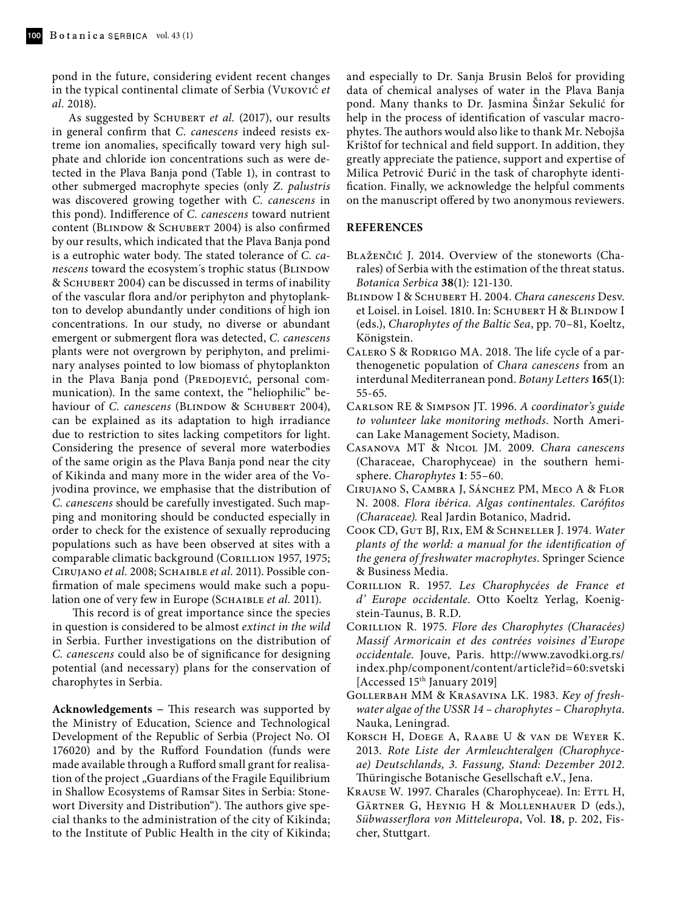pond in the future, considering evident recent changes in the typical continental climate of Serbia (Vuković *et al.* 2018).

As suggested by Schubert *et al.* (2017), our results in general confirm that *C. canescens* indeed resists extreme ion anomalies, specifically toward very high sulphate and chloride ion concentrations such as were detected in the Plava Banja pond (Table 1), in contrast to other submerged macrophyte species (only *Z. palustris* was discovered growing together with *C. canescens* in this pond). Indifference of *C. canescens* toward nutrient content (Blindow & Schubert 2004) is also confirmed by our results, which indicated that the Plava Banja pond is a eutrophic water body. The stated tolerance of *C. canescens* toward the ecosystem´s trophic status (Blindow & Schubert 2004) can be discussed in terms of inability of the vascular flora and/or periphyton and phytoplankton to develop abundantly under conditions of high ion concentrations. In our study, no diverse or abundant emergent or submergent flora was detected, *C. canescens* plants were not overgrown by periphyton, and preliminary analyses pointed to low biomass of phytoplankton in the Plava Banja pond (Predojević, personal communication). In the same context, the "heliophilic" behaviour of *C. canescens* (Blindow & Schubert 2004), can be explained as its adaptation to high irradiance due to restriction to sites lacking competitors for light. Considering the presence of several more waterbodies of the same origin as the Plava Banja pond near the city of Kikinda and many more in the wider area of the Vojvodina province, we emphasise that the distribution of *C. canescens* should be carefully investigated. Such mapping and monitoring should be conducted especially in order to check for the existence of sexually reproducing populations such as have been observed at sites with a comparable climatic background (Corillion 1957, 1975; Cirujano *et al.* 2008; Schaible *et al.* 2011). Possible confirmation of male specimens would make such a population one of very few in Europe (Schaible *et al.* 2011).

This record is of great importance since the species in question is considered to be almost *extinct in the wild* in Serbia. Further investigations on the distribution of *C. canescens* could also be of significance for designing potential (and necessary) plans for the conservation of charophytes in Serbia.

**Acknowledgements** – This research was supported by the Ministry of Education, Science and Technological Development of the Republic of Serbia (Project No. OI 176020) and by the Rufford Foundation (funds were made available through a Rufford small grant for realisation of the project „Guardians of the Fragile Equilibrium in Shallow Ecosystems of Ramsar Sites in Serbia: Stonewort Diversity and Distribution"). The authors give special thanks to the administration of the city of Kikinda; to the Institute of Public Health in the city of Kikinda; and especially to Dr. Sanja Brusin Beloš for providing data of chemical analyses of water in the Plava Banja pond. Many thanks to Dr. Jasmina Šinžar Sekulić for help in the process of identification of vascular macrophytes. The authors would also like to thank Mr. Nebojša Krištof for technical and field support. In addition, they greatly appreciate the patience, support and expertise of Milica Petrović Đurić in the task of charophyte identification. Finally, we acknowledge the helpful comments on the manuscript offered by two anonymous reviewers.

## REFERENCES

Blaženčić J. 2014. Overview of the stoneworts (Charales) of Serbia with the estimation of the threat status. *Botanica Serbica* **38**(1): 121-130.

Blindow I & Schubert H. 2004. *Chara canescens* Desv. et Loisel. in Loisel. 1810. In: Schubert H & Blindow I (eds.), *Charophytes of the Baltic Sea*, pp. 70–81, Koeltz, Königstein.

Calero S & Rodrigo MA. 2018. The life cycle of a parthenogenetic population of *Chara canescens* from an interdunal Mediterranean pond. *Botany Letters* **165**(1): 55-65.

Carlson RE & Simpson JT. 1996. *A coordinator's guide to volunteer lake monitoring methods*. North American Lake Management Society, Madison.

Casanova MT & Nicol JM. 2009. *Chara canescens* (Characeae, Charophyceae) in the southern hemisphere. *Charophytes* **1**: 55–60.

Cirujano S, Cambra J, Sánchez PM, Meco A & Flor N. 2008. *Flora ibérica. Algas continentales. Carófitos (Characeae).* Real Jardin Botanico, Madrid**.**

Cook CD, Gut BJ, Rix, EM & Schneller J. 1974. *Water plants of the world: a manual for the identification of the genera of freshwater macrophytes*. Springer Science & Business Media.

Corillion R. 1957. *Les Charophycées de France et d' Europe occidentale*. Otto Koeltz Yerlag, Koenigstein-Taunus, B. R.D.

Corillion R. 1975. *Flore des Charophytes (Characées) Massif Armoricain et des contrées voisines d'Europe occidentale*. Jouve, Paris. http://www.zavodki.org.rs/index.php/component/content/article?id=60:svetski [Accessed 15th January 2019]

Gollerbah MM & Krasavina LK. 1983. *Key of freshwater algae of the USSR 14 – charophytes – Charophyta*. Nauka, Leningrad.

Korsch H, Doege A, Raabe U & van de Weyer K. 2013. *Rote Liste der Armleuchteralgen (Charophyceae) Deutschlands, 3. Fassung, Stand: Dezember 2012*. Thüringische Botanische Gesellschaft e.V., Jena.

Krause W. 1997. Charales (Charophyceae). In: Ettl H, Gärtner G, Heynig H & Mollenhauer D (eds.), *Sübwasserflora von Mitteleuropa*, Vol. **18**, p. 202, Fischer, Stuttgart.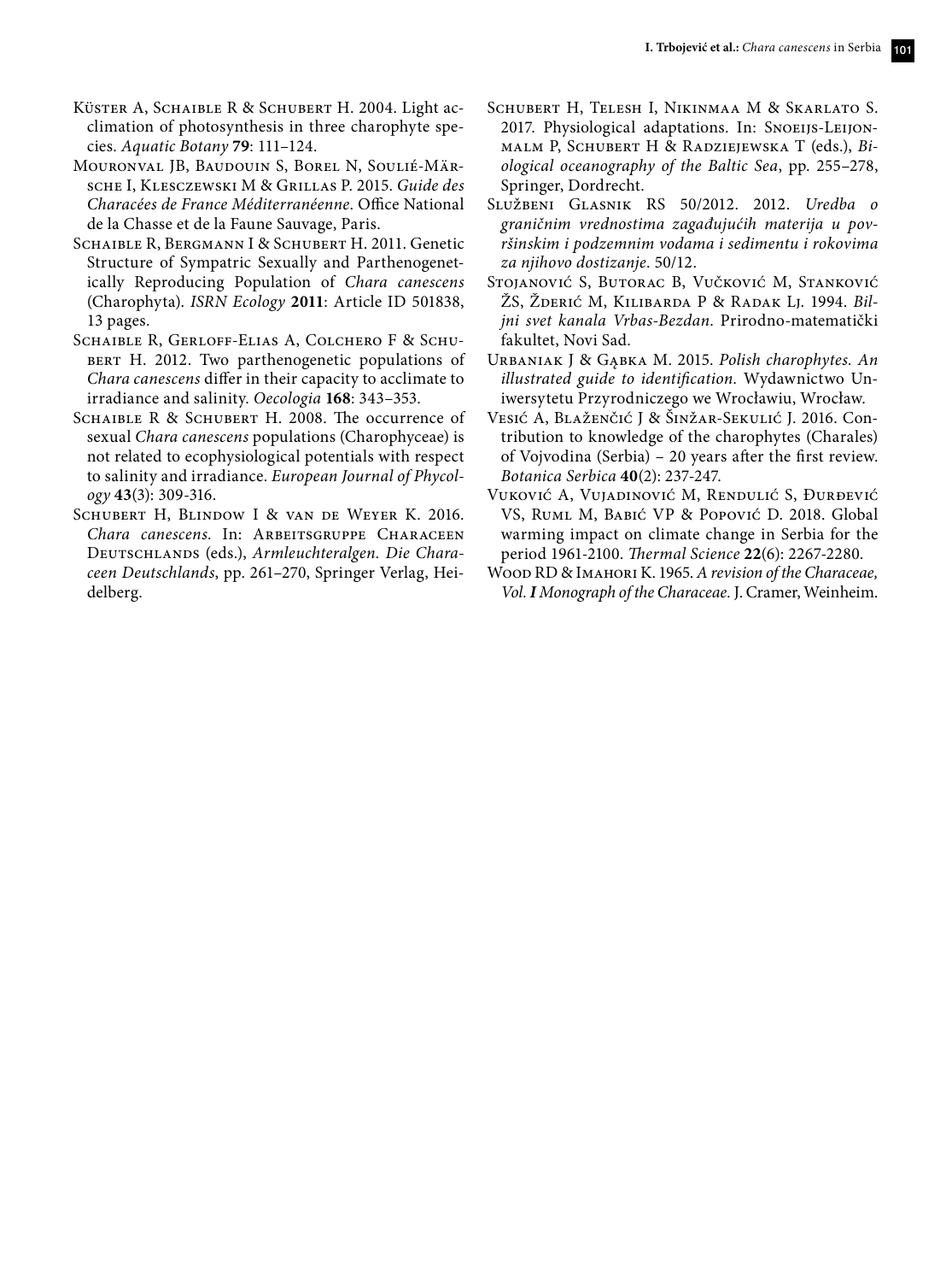Küster A, Schaible R & Schubert H. 2004. Light acclimation of photosynthesis in three charophyte species. *Aquatic Botany* **79**: 111–124.

Mouronval JB, Baudouin S, Borel N, Soulié-Märsche I, Klesczewski M & Grillas P. 2015. *Guide des Characées de France Méditerranéenne*. Office National de la Chasse et de la Faune Sauvage, Paris.

Schaible R, Bergmann I & Schubert H. 2011. Genetic Structure of Sympatric Sexually and Parthenogenetically Reproducing Population of *Chara canescens* (Charophyta). *ISRN Ecology* **2011**: Article ID 501838, 13 pages.

Schaible R, Gerloff-Elias A, Colchero F & Schubert H. 2012. Two parthenogenetic populations of *Chara canescens* differ in their capacity to acclimate to irradiance and salinity. *Oecologia* **168**: 343–353.

Schaible R & Schubert H. 2008. The occurrence of sexual *Chara canescens* populations (Charophyceae) is not related to ecophysiological potentials with respect to salinity and irradiance. *European Journal of Phycology* **43**(3): 309-316.

Schubert H, Blindow I & van de Weyer K. 2016. *Chara canescens*. In: Arbeitsgruppe Characeen Deutschlands (eds.), *Armleuchteralgen. Die Characeen Deutschlands*, pp. 261–270, Springer Verlag, Heidelberg.

Schubert H, Telesh I, Nikinmaa M & Skarlato S. 2017. Physiological adaptations. In: Snoeijs-Leijonmalm P, Schubert H & Radziejewska T (eds.), *Biological oceanography of the Baltic Sea*, pp. 255–278, Springer, Dordrecht.

Službeni Glasnik RS 50/2012. 2012. *Uredba o graničnim vrednostima zagađujućih materija u površinskim i podzemnim vodama i sedimentu i rokovima za njihovo dostizanje*. 50/12.

Stojanović S, Butorac B, Vučković M, Stanković ŽS, Žderić M, Kilibarda P & Radak Lj. 1994. *Biljni svet kanala Vrbas-Bezdan*. Prirodno-matematički fakultet, Novi Sad.

Urbaniak J & Gąbka M. 2015. *Polish charophytes. An illustrated guide to identification.* Wydawnictwo Uniwersytetu Przyrodniczego we Wrocławiu, Wrocław.

Vesić A, Blaženčić J & Šinžar-Sekulić J. 2016. Contribution to knowledge of the charophytes (Charales) of Vojvodina (Serbia) – 20 years after the first review. *Botanica Serbica* **40**(2): 237-247.

Vuković A, Vujadinović M, Rendulić S, Đurđević VS, Ruml M, Babić VP & Popović D. 2018. Global warming impact on climate change in Serbia for the period 1961-2100. *Thermal Science* **22**(6): 2267-2280.

Wood RD & Imahori K. 1965. *A revision of the Characeae, Vol.* ***I*** *Monograph of the Characeae.* J. Cramer, Weinheim.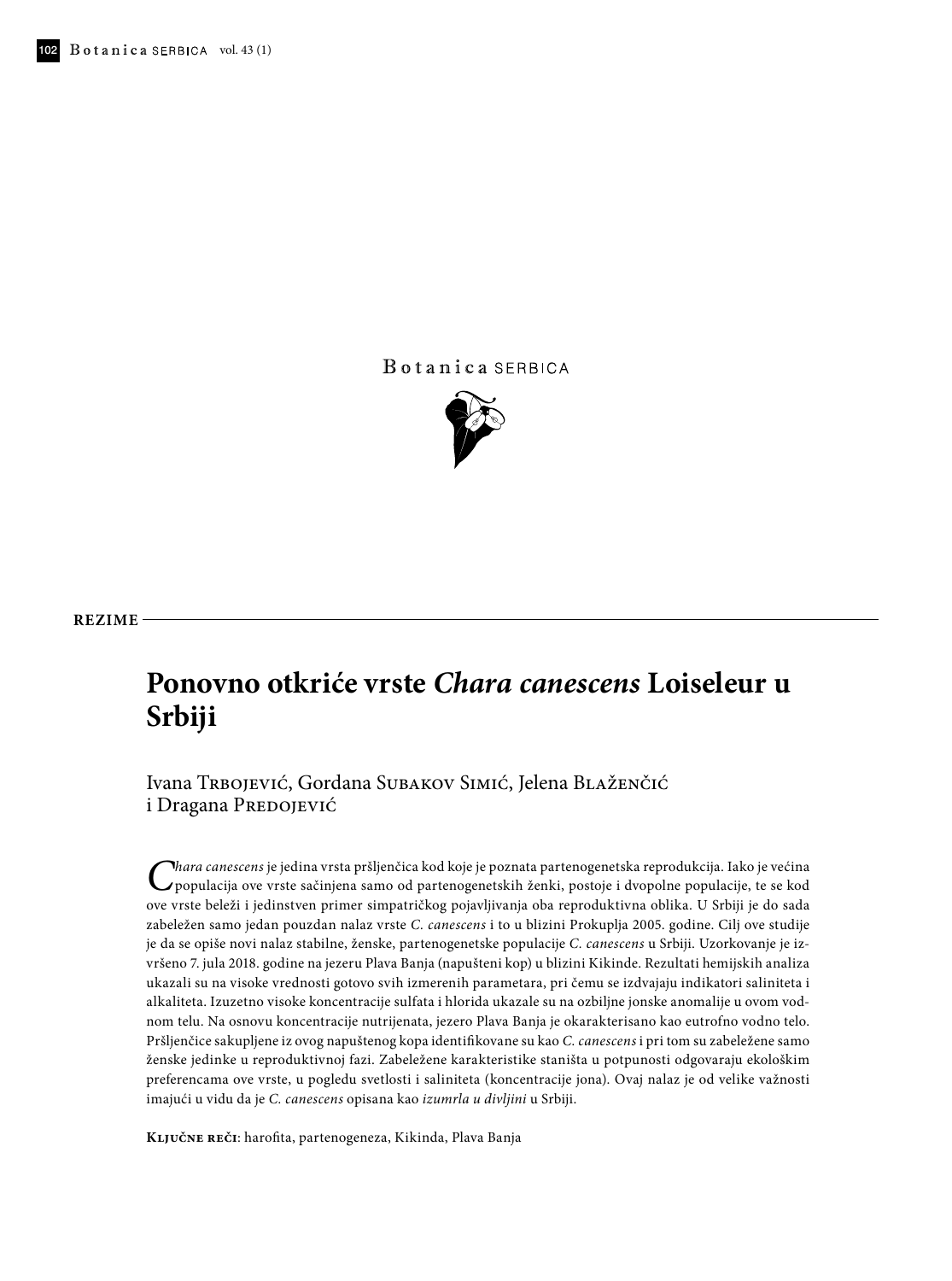Botanica SERBICA

**REZIME**

# Ponovno otkriće vrste *Chara canescens* Loiseleur u Srbiji

Ivana Trbojević, Gordana Subakov Simić, Jelena Blaženčić i Dragana Predojević

*Chara canescens* je jedina vrsta pršljenčica kod koje je poznata partenogenetska reprodukcija. Iako je većina populacija ove vrste sačinjena samo od partenogenetskih ženki, postoje i dvopolne populacije, te se kod ove vrste beleži i jedinstven primer simpatričkog pojavljivanja oba reproduktivna oblika. U Srbiji je do sada zabeležen samo jedan pouzdan nalaz vrste *C. canescens* i to u blizini Prokuplja 2005. godine. Cilj ove studije je da se opiše novi nalaz stabilne, ženske, partenogenetske populacije *C. canescens* u Srbiji. Uzorkovanje je izvršeno 7. jula 2018. godine na jezeru Plava Banja (napušteni kop) u blizini Kikinde. Rezultati hemijskih analiza ukazali su na visoke vrednosti gotovo svih izmerenih parametara, pri čemu se izdvajaju indikatori saliniteta i alkaliteta. Izuzetno visoke koncentracije sulfata i hlorida ukazale su na ozbiljne jonske anomalije u ovom vodnom telu. Na osnovu koncentracije nutrijenata, jezero Plava Banja je okarakterisano kao eutrofno vodno telo. Pršljenčice sakupljene iz ovog napuštenog kopa identifikovane su kao *C. canescens* i pri tom su zabeležene samo ženske jedinke u reproduktivnoj fazi. Zabeležene karakteristike staništa u potpunosti odgovaraju ekološkim preferencama ove vrste, u pogledu svetlosti i saliniteta (koncentracije jona). Ovaj nalaz je od velike važnosti imajući u vidu da je *C. canescens* opisana kao *izumrla u divljini* u Srbiji.

**Ključne reči**: harofita, partenogeneza, Kikinda, Plava Banja